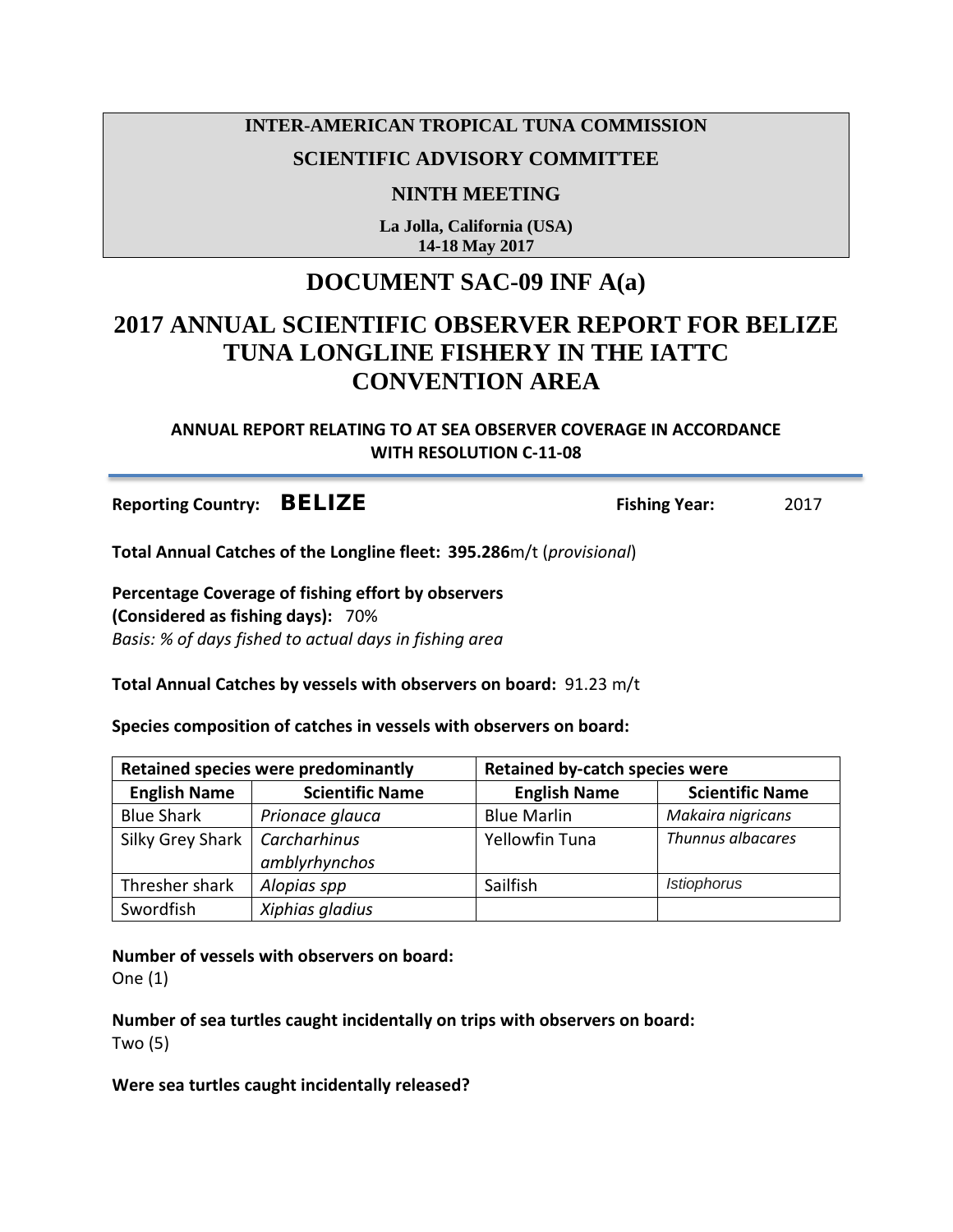**INTER-AMERICAN TROPICAL TUNA COMMISSION**

**SCIENTIFIC ADVISORY COMMITTEE**

**NINTH MEETING**

**La Jolla, California (USA)**
**14-18 May 2017**

# DOCUMENT SAC-09 INF A(a)

# 2017 ANNUAL SCIENTIFIC OBSERVER REPORT FOR BELIZE TUNA LONGLINE FISHERY IN THE IATTC CONVENTION AREA

**ANNUAL REPORT RELATING TO AT SEA OBSERVER COVERAGE IN ACCORDANCE WITH RESOLUTION C-11-08**

---

**Reporting Country:** **BELIZE** **Fishing Year:** 2017

**Total Annual Catches of the Longline fleet: 395.286**m/t (*provisional*)

**Percentage Coverage of fishing effort by observers**
**(Considered as fishing days):** 70%
*Basis: % of days fished to actual days in fishing area*

**Total Annual Catches by vessels with observers on board:** 91.23 m/t

**Species composition of catches in vessels with observers on board:**

| Retained species were predominantly | | Retained by-catch species were | |
|---|---|---|---|
| **English Name** | **Scientific Name** | **English Name** | **Scientific Name** |
| Blue Shark | *Prionace glauca* | Blue Marlin | *Makaira nigricans* |
| Silky Grey Shark | *Carcharhinus amblyrhynchos* | Yellowfin Tuna | *Thunnus albacares* |
| Thresher shark | *Alopias spp* | Sailfish | *Istiophorus* |
| Swordfish | *Xiphias gladius* | | |

**Number of vessels with observers on board:**
One (1)

**Number of sea turtles caught incidentally on trips with observers on board:**
Two (5)

**Were sea turtles caught incidentally released?**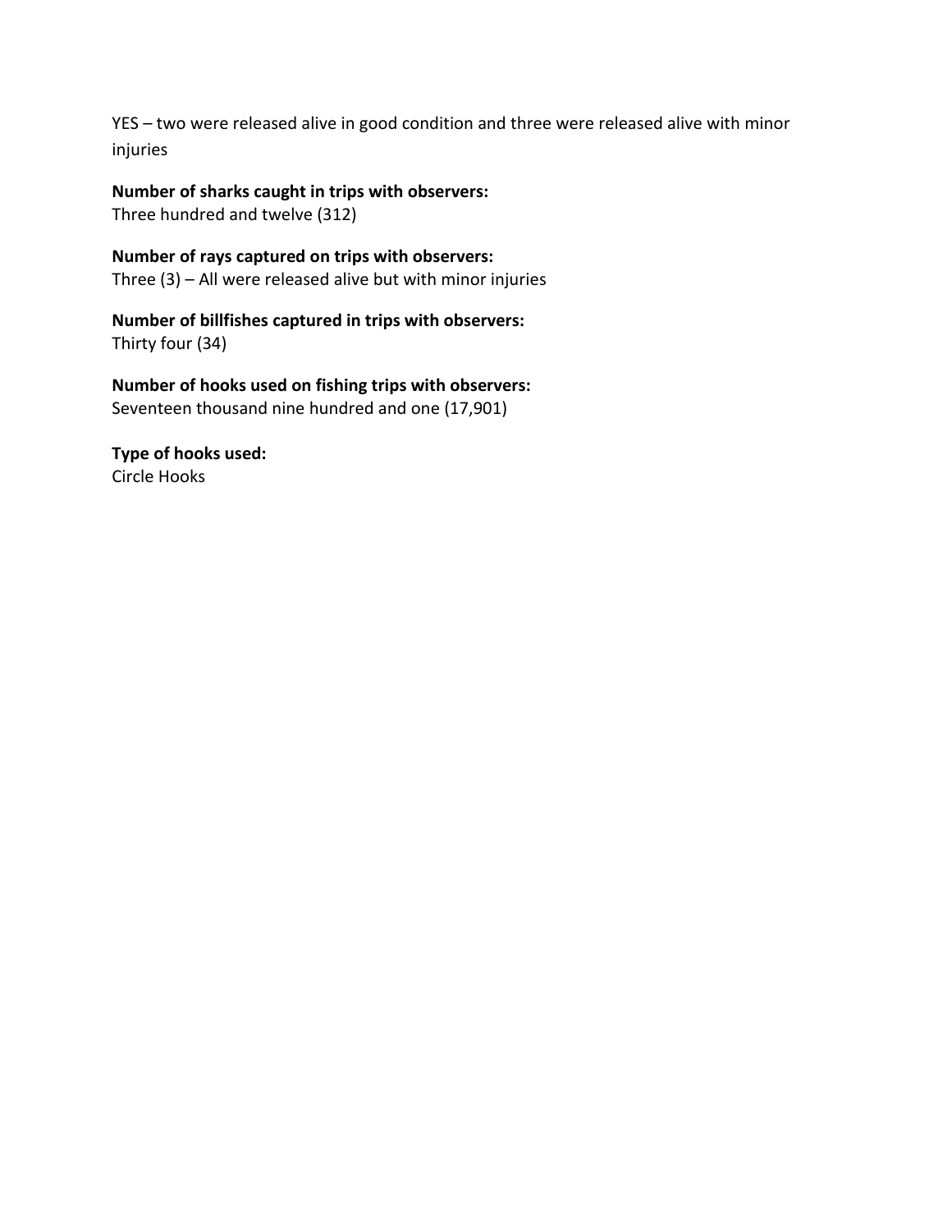YES – two were released alive in good condition and three were released alive with minor injuries

**Number of sharks caught in trips with observers:**
Three hundred and twelve (312)

**Number of rays captured on trips with observers:**
Three (3) – All were released alive but with minor injuries

**Number of billfishes captured in trips with observers:**
Thirty four (34)

**Number of hooks used on fishing trips with observers:**
Seventeen thousand nine hundred and one (17,901)

**Type of hooks used:**
Circle Hooks